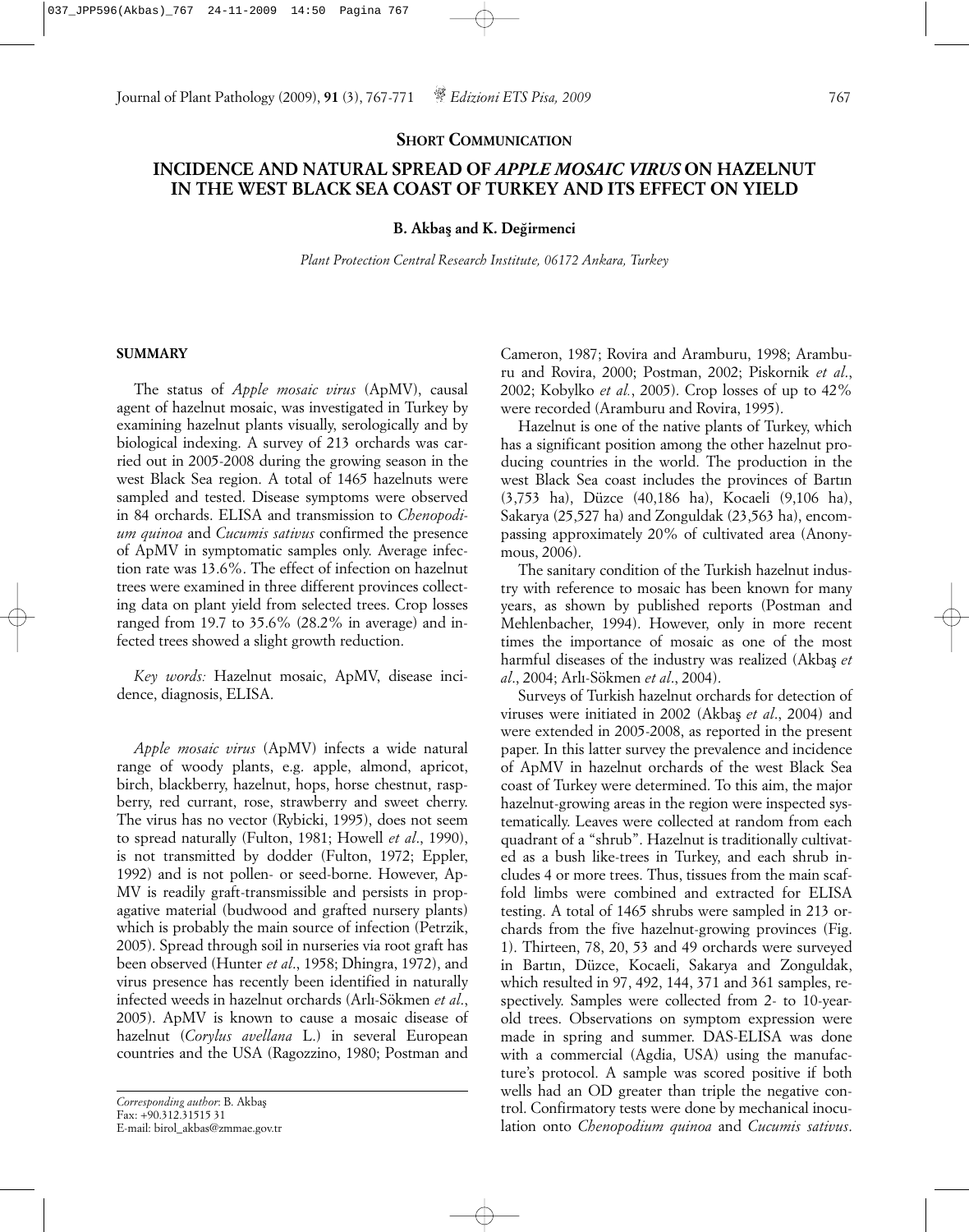**SHORT COMMUNICATION**

# INCIDENCE AND NATURAL SPREAD OF *APPLE MOSAIC VIRUS* ON HAZELNUT IN THE WEST BLACK SEA COAST OF TURKEY AND ITS EFFECT ON YIELD

**B. Akbaş and K. Değirmenci**

*Plant Protection Central Research Institute, 06172 Ankara, Turkey*

## SUMMARY

The status of *Apple mosaic virus* (ApMV), causal agent of hazelnut mosaic, was investigated in Turkey by examining hazelnut plants visually, serologically and by biological indexing. A survey of 213 orchards was carried out in 2005-2008 during the growing season in the west Black Sea region. A total of 1465 hazelnuts were sampled and tested. Disease symptoms were observed in 84 orchards. ELISA and transmission to *Chenopodium quinoa* and *Cucumis sativus* confirmed the presence of ApMV in symptomatic samples only. Average infection rate was 13.6%. The effect of infection on hazelnut trees were examined in three different provinces collecting data on plant yield from selected trees. Crop losses ranged from 19.7 to 35.6% (28.2% in average) and infected trees showed a slight growth reduction.

*Key words:* Hazelnut mosaic, ApMV, disease incidence, diagnosis, ELISA.

*Apple mosaic virus* (ApMV) infects a wide natural range of woody plants, e.g. apple, almond, apricot, birch, blackberry, hazelnut, hops, horse chestnut, raspberry, red currant, rose, strawberry and sweet cherry. The virus has no vector (Rybicki, 1995), does not seem to spread naturally (Fulton, 1981; Howell *et al*., 1990), is not transmitted by dodder (Fulton, 1972; Eppler, 1992) and is not pollen- or seed-borne. However, ApMV is readily graft-transmissible and persists in propagative material (budwood and grafted nursery plants) which is probably the main source of infection (Petrzik, 2005). Spread through soil in nurseries via root graft has been observed (Hunter *et al*., 1958; Dhingra, 1972), and virus presence has recently been identified in naturally infected weeds in hazelnut orchards (Arlı-Sökmen *et al*., 2005). ApMV is known to cause a mosaic disease of hazelnut (*Corylus avellana* L.) in several European countries and the USA (Ragozzino, 1980; Postman and Cameron, 1987; Rovira and Aramburu, 1998; Aramburu and Rovira, 2000; Postman, 2002; Piskornik *et al*., 2002; Kobylko *et al.*, 2005). Crop losses of up to 42% were recorded (Aramburu and Rovira, 1995).

Hazelnut is one of the native plants of Turkey, which has a significant position among the other hazelnut producing countries in the world. The production in the west Black Sea coast includes the provinces of Bartın (3,753 ha), Düzce (40,186 ha), Kocaeli (9,106 ha), Sakarya (25,527 ha) and Zonguldak (23,563 ha), encompassing approximately 20% of cultivated area (Anonymous, 2006).

The sanitary condition of the Turkish hazelnut industry with reference to mosaic has been known for many years, as shown by published reports (Postman and Mehlenbacher, 1994). However, only in more recent times the importance of mosaic as one of the most harmful diseases of the industry was realized (Akbaş *et al*., 2004; Arlı-Sökmen *et al*., 2004).

Surveys of Turkish hazelnut orchards for detection of viruses were initiated in 2002 (Akbaş *et al*., 2004) and were extended in 2005-2008, as reported in the present paper. In this latter survey the prevalence and incidence of ApMV in hazelnut orchards of the west Black Sea coast of Turkey were determined. To this aim, the major hazelnut-growing areas in the region were inspected systematically. Leaves were collected at random from each quadrant of a "shrub". Hazelnut is traditionally cultivated as a bush like-trees in Turkey, and each shrub includes 4 or more trees. Thus, tissues from the main scaffold limbs were combined and extracted for ELISA testing. A total of 1465 shrubs were sampled in 213 orchards from the five hazelnut-growing provinces (Fig. 1). Thirteen, 78, 20, 53 and 49 orchards were surveyed in Bartın, Düzce, Kocaeli, Sakarya and Zonguldak, which resulted in 97, 492, 144, 371 and 361 samples, respectively. Samples were collected from 2- to 10-year-old trees. Observations on symptom expression were made in spring and summer. DAS-ELISA was done with a commercial (Agdia, USA) using the manufacture's protocol. A sample was scored positive if both wells had an OD greater than triple the negative control. Confirmatory tests were done by mechanical inoculation onto *Chenopodium quinoa* and *Cucumis sativus*.

*Corresponding author*: B. Akbaş
Fax: +90.312.31515 31
E-mail: birol_akbas@zmmae.gov.tr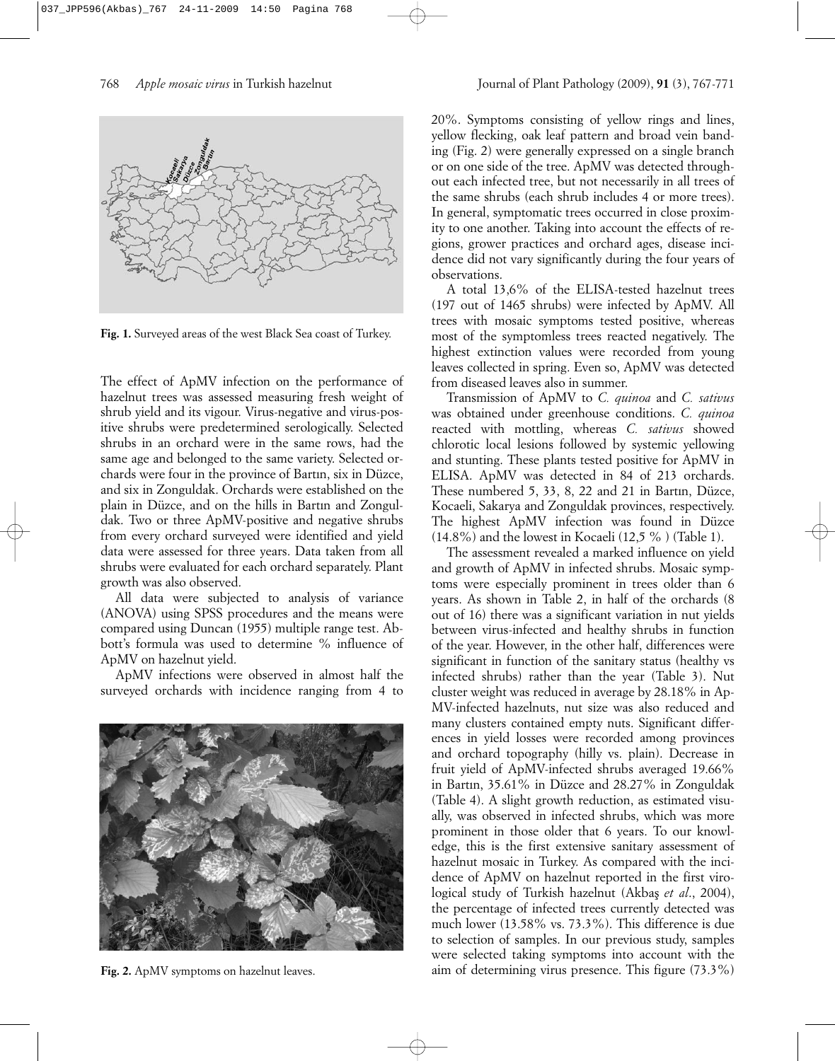**Fig. 1.** Surveyed areas of the west Black Sea coast of Turkey.

The effect of ApMV infection on the performance of hazelnut trees was assessed measuring fresh weight of shrub yield and its vigour. Virus-negative and virus-positive shrubs were predetermined serologically. Selected shrubs in an orchard were in the same rows, had the same age and belonged to the same variety. Selected orchards were four in the province of Bartın, six in Düzce, and six in Zonguldak. Orchards were established on the plain in Düzce, and on the hills in Bartın and Zonguldak. Two or three ApMV-positive and negative shrubs from every orchard surveyed were identified and yield data were assessed for three years. Data taken from all shrubs were evaluated for each orchard separately. Plant growth was also observed.

All data were subjected to analysis of variance (ANOVA) using SPSS procedures and the means were compared using Duncan (1955) multiple range test. Abbott's formula was used to determine % influence of ApMV on hazelnut yield.

ApMV infections were observed in almost half the surveyed orchards with incidence ranging from 4 to 20%. Symptoms consisting of yellow rings and lines, yellow flecking, oak leaf pattern and broad vein banding (Fig. 2) were generally expressed on a single branch or on one side of the tree. ApMV was detected throughout each infected tree, but not necessarily in all trees of the same shrubs (each shrub includes 4 or more trees). In general, symptomatic trees occurred in close proximity to one another. Taking into account the effects of regions, grower practices and orchard ages, disease incidence did not vary significantly during the four years of observations.

**Fig. 2.** ApMV symptoms on hazelnut leaves.

A total 13,6% of the ELISA-tested hazelnut trees (197 out of 1465 shrubs) were infected by ApMV. All trees with mosaic symptoms tested positive, whereas most of the symptomless trees reacted negatively. The highest extinction values were recorded from young leaves collected in spring. Even so, ApMV was detected from diseased leaves also in summer.

Transmission of ApMV to *C. quinoa* and *C. sativus* was obtained under greenhouse conditions. *C. quinoa* reacted with mottling, whereas *C. sativus* showed chlorotic local lesions followed by systemic yellowing and stunting. These plants tested positive for ApMV in ELISA. ApMV was detected in 84 of 213 orchards. These numbered 5, 33, 8, 22 and 21 in Bartın, Düzce, Kocaeli, Sakarya and Zonguldak provinces, respectively. The highest ApMV infection was found in Düzce (14.8%) and the lowest in Kocaeli (12,5 % ) (Table 1).

The assessment revealed a marked influence on yield and growth of ApMV in infected shrubs. Mosaic symptoms were especially prominent in trees older than 6 years. As shown in Table 2, in half of the orchards (8 out of 16) there was a significant variation in nut yields between virus-infected and healthy shrubs in function of the year. However, in the other half, differences were significant in function of the sanitary status (healthy vs infected shrubs) rather than the year (Table 3). Nut cluster weight was reduced in average by 28.18% in ApMV-infected hazelnuts, nut size was also reduced and many clusters contained empty nuts. Significant differences in yield losses were recorded among provinces and orchard topography (hilly vs. plain). Decrease in fruit yield of ApMV-infected shrubs averaged 19.66% in Bartın, 35.61% in Düzce and 28.27% in Zonguldak (Table 4). A slight growth reduction, as estimated visually, was observed in infected shrubs, which was more prominent in those older that 6 years. To our knowledge, this is the first extensive sanitary assessment of hazelnut mosaic in Turkey. As compared with the incidence of ApMV on hazelnut reported in the first virological study of Turkish hazelnut (Akbaş *et al*., 2004), the percentage of infected trees currently detected was much lower (13.58% vs. 73.3%). This difference is due to selection of samples. In our previous study, samples were selected taking symptoms into account with the aim of determining virus presence. This figure (73.3%)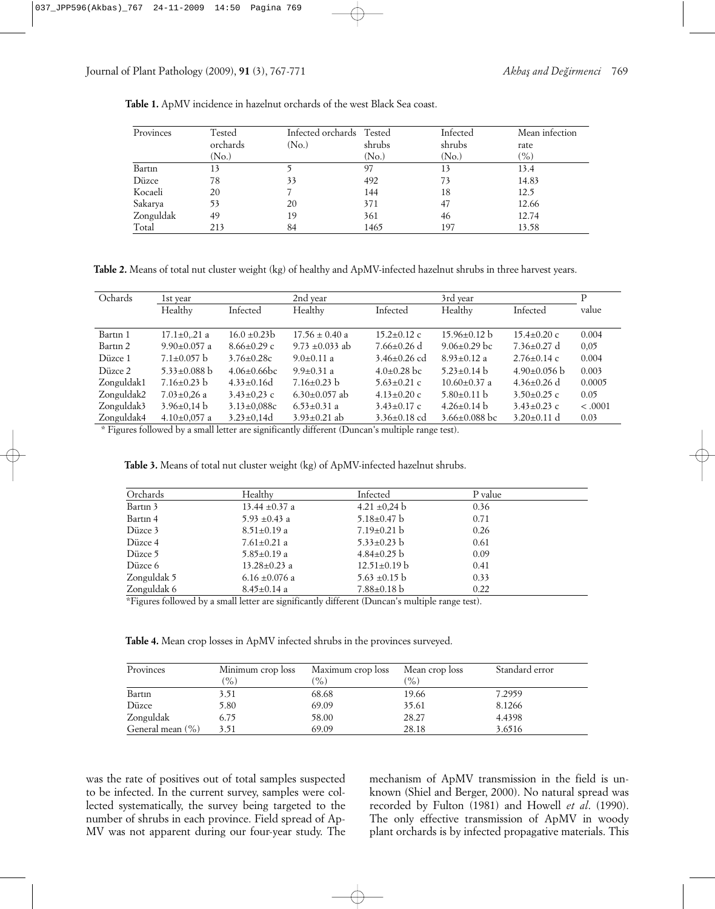**Table 1.** ApMV incidence in hazelnut orchards of the west Black Sea coast.

| Provinces | Tested orchards (No.) | Infected orchards (No.) | Tested shrubs (No.) | Infected shrubs (No.) | Mean infection rate (%) |
|---|---|---|---|---|---|
| Bartın | 13 | 5 | 97 | 13 | 13.4 |
| Düzce | 78 | 33 | 492 | 73 | 14.83 |
| Kocaeli | 20 | 7 | 144 | 18 | 12.5 |
| Sakarya | 53 | 20 | 371 | 47 | 12.66 |
| Zonguldak | 49 | 19 | 361 | 46 | 12.74 |
| Total | 213 | 84 | 1465 | 197 | 13.58 |

**Table 2.** Means of total nut cluster weight (kg) of healthy and ApMV-infected hazelnut shrubs in three harvest years.

| Ochards | 1st year | | 2nd year | | 3rd year | | P value |
|---|---|---|---|---|---|---|---|
| | Healthy | Infected | Healthy | Infected | Healthy | Infected | |
| Bartın 1 | 17.1±0,.21 a | 16.0 ±0.23b | 17.56 ± 0.40 a | 15.2±0.12 c | 15.96±0.12 b | 15.4±0.20 c | 0.004 |
| Bartın 2 | 9.90±0.057 a | 8.66±0.29 c | 9.73 ±0.033 ab | 7.66±0.26 d | 9.06±0.29 bc | 7.36±0.27 d | 0,05 |
| Düzce 1 | 7.1±0.057 b | 3.76±0.28c | 9.0±0.11 a | 3.46±0.26 cd | 8.93±0.12 a | 2.76±0.14 c | 0.004 |
| Düzce 2 | 5.33±0.088 b | 4.06±0.66bc | 9.9±0.31 a | 4.0±0.28 bc | 5.23±0.14 b | 4.90±0.056 b | 0.003 |
| Zonguldak1 | 7.16±0.23 b | 4.33±0.16d | 7.16±0.23 b | 5.63±0.21 c | 10.60±0.37 a | 4.36±0.26 d | 0.0005 |
| Zonguldak2 | 7.03±0,26 a | 3.43±0,23 c | 6.30±0.057 ab | 4.13±0.20 c | 5.80±0.11 b | 3.50±0.25 c | 0.05 |
| Zonguldak3 | 3.96±0,14 b | 3.13±0,088c | 6.53±0.31 a | 3.43±0.17 c | 4.26±0.14 b | 3.43±0.23 c | < .0001 |
| Zonguldak4 | 4.10±0,057 a | 3.23±0,14d | 3.93±0.21 ab | 3.36±0.18 cd | 3.66±0.088 bc | 3.20±0.11 d | 0.03 |

\* Figures followed by a small letter are significantly different (Duncan's multiple range test).

**Table 3.** Means of total nut cluster weight (kg) of ApMV-infected hazelnut shrubs.

| Orchards | Healthy | Infected | P value |
|---|---|---|---|
| Bartın 3 | 13.44 ±0.37 a | 4.21 ±0,24 b | 0.36 |
| Bartın 4 | 5.93 ±0.43 a | 5.18±0.47 b | 0.71 |
| Düzce 3 | 8.51±0.19 a | 7.19±0.21 b | 0.26 |
| Düzce 4 | 7.61±0.21 a | 5.33±0.23 b | 0.61 |
| Düzce 5 | 5.85±0.19 a | 4.84±0.25 b | 0.09 |
| Düzce 6 | 13.28±0.23 a | 12.51±0.19 b | 0.41 |
| Zonguldak 5 | 6.16 ±0.076 a | 5.63 ±0.15 b | 0.33 |
| Zonguldak 6 | 8.45±0.14 a | 7.88±0.18 b | 0.22 |

\*Figures followed by a small letter are significantly different (Duncan's multiple range test).

**Table 4.** Mean crop losses in ApMV infected shrubs in the provinces surveyed.

| Provinces | Minimum crop loss (%) | Maximum crop loss (%) | Mean crop loss (%) | Standard error |
|---|---|---|---|---|
| Bartın | 3.51 | 68.68 | 19.66 | 7.2959 |
| Düzce | 5.80 | 69.09 | 35.61 | 8.1266 |
| Zonguldak | 6.75 | 58.00 | 28.27 | 4.4398 |
| General mean (%) | 3.51 | 69.09 | 28.18 | 3.6516 |

was the rate of positives out of total samples suspected to be infected. In the current survey, samples were collected systematically, the survey being targeted to the number of shrubs in each province. Field spread of ApMV was not apparent during our four-year study. The mechanism of ApMV transmission in the field is unknown (Shiel and Berger, 2000). No natural spread was recorded by Fulton (1981) and Howell *et al*. (1990). The only effective transmission of ApMV in woody plant orchards is by infected propagative materials. This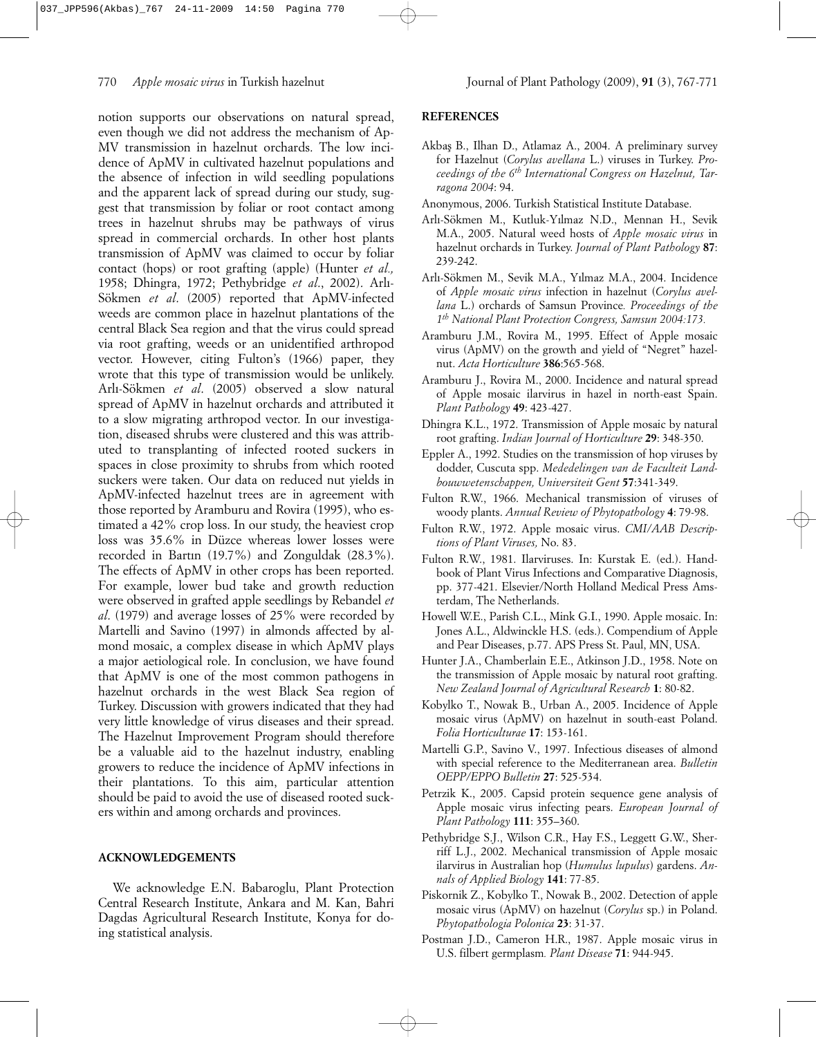notion supports our observations on natural spread, even though we did not address the mechanism of ApMV transmission in hazelnut orchards. The low incidence of ApMV in cultivated hazelnut populations and the absence of infection in wild seedling populations and the apparent lack of spread during our study, suggest that transmission by foliar or root contact among trees in hazelnut shrubs may be pathways of virus spread in commercial orchards. In other host plants transmission of ApMV was claimed to occur by foliar contact (hops) or root grafting (apple) (Hunter *et al.,* 1958; Dhingra, 1972; Pethybridge *et al*., 2002). Arlı-Sökmen *et al*. (2005) reported that ApMV-infected weeds are common place in hazelnut plantations of the central Black Sea region and that the virus could spread via root grafting, weeds or an unidentified arthropod vector. However, citing Fulton's (1966) paper, they wrote that this type of transmission would be unlikely. Arlı-Sökmen *et al*. (2005) observed a slow natural spread of ApMV in hazelnut orchards and attributed it to a slow migrating arthropod vector. In our investigation, diseased shrubs were clustered and this was attributed to transplanting of infected rooted suckers in spaces in close proximity to shrubs from which rooted suckers were taken. Our data on reduced nut yields in ApMV-infected hazelnut trees are in agreement with those reported by Aramburu and Rovira (1995), who estimated a 42% crop loss. In our study, the heaviest crop loss was 35.6% in Düzce whereas lower losses were recorded in Bartın (19.7%) and Zonguldak (28.3%). The effects of ApMV in other crops has been reported. For example, lower bud take and growth reduction were observed in grafted apple seedlings by Rebandel *et al*. (1979) and average losses of 25% were recorded by Martelli and Savino (1997) in almonds affected by almond mosaic, a complex disease in which ApMV plays a major aetiological role. In conclusion, we have found that ApMV is one of the most common pathogens in hazelnut orchards in the west Black Sea region of Turkey. Discussion with growers indicated that they had very little knowledge of virus diseases and their spread. The Hazelnut Improvement Program should therefore be a valuable aid to the hazelnut industry, enabling growers to reduce the incidence of ApMV infections in their plantations. To this aim, particular attention should be paid to avoid the use of diseased rooted suckers within and among orchards and provinces.

## ACKNOWLEDGEMENTS

We acknowledge E.N. Babaroglu, Plant Protection Central Research Institute, Ankara and M. Kan, Bahri Dagdas Agricultural Research Institute, Konya for doing statistical analysis.

## REFERENCES

Akbaş B., Ilhan D., Atlamaz A., 2004. A preliminary survey for Hazelnut (*Corylus avellana* L.) viruses in Turkey. *Proceedings of the 6th International Congress on Hazelnut, Tarragona 2004*: 94.

Anonymous, 2006. Turkish Statistical Institute Database.

Arlı-Sökmen M., Kutluk-Yılmaz N.D., Mennan H., Sevik M.A., 2005. Natural weed hosts of *Apple mosaic virus* in hazelnut orchards in Turkey. *Journal of Plant Pathology* **87**: 239-242.

Arlı-Sökmen M., Sevik M.A., Yılmaz M.A., 2004. Incidence of *Apple mosaic virus* infection in hazelnut (*Corylus avellana* L.) orchards of Samsun Province*. Proceedings of the 1th National Plant Protection Congress, Samsun 2004:173.*

Aramburu J.M., Rovira M., 1995. Effect of Apple mosaic virus (ApMV) on the growth and yield of "Negret" hazelnut. *Acta Horticulture* **386**:565-568.

Aramburu J., Rovira M., 2000. Incidence and natural spread of Apple mosaic ilarvirus in hazel in north-east Spain. *Plant Pathology* **49**: 423-427.

Dhingra K.L., 1972. Transmission of Apple mosaic by natural root grafting. *Indian Journal of Horticulture* **29**: 348-350.

Eppler A., 1992. Studies on the transmission of hop viruses by dodder, Cuscuta spp. *Mededelingen van de Faculteit Landbouwwetenschappen, Universiteit Gent* **57**:341-349.

Fulton R.W., 1966. Mechanical transmission of viruses of woody plants. *Annual Review of Phytopathology* **4**: 79-98.

Fulton R.W., 1972. Apple mosaic virus. *CMI/AAB Descriptions of Plant Viruses,* No. 83.

Fulton R.W., 1981. Ilarviruses. In: Kurstak E. (ed.). Handbook of Plant Virus Infections and Comparative Diagnosis, pp. 377-421. Elsevier/North Holland Medical Press Amsterdam, The Netherlands.

Howell W.E., Parish C.L., Mink G.I., 1990. Apple mosaic. In: Jones A.L., Aldwinckle H.S. (eds.). Compendium of Apple and Pear Diseases, p.77. APS Press St. Paul, MN, USA.

Hunter J.A., Chamberlain E.E., Atkinson J.D., 1958. Note on the transmission of Apple mosaic by natural root grafting. *New Zealand Journal of Agricultural Research* **1**: 80-82.

Kobylko T., Nowak B., Urban A., 2005. Incidence of Apple mosaic virus (ApMV) on hazelnut in south-east Poland. *Folia Horticulturae* **17**: 153-161.

Martelli G.P., Savino V., 1997. Infectious diseases of almond with special reference to the Mediterranean area. *Bulletin OEPP/EPPO Bulletin* **27**: 525-534.

Petrzik K., 2005. Capsid protein sequence gene analysis of Apple mosaic virus infecting pears. *European Journal of Plant Pathology* **111**: 355–360.

Pethybridge S.J., Wilson C.R., Hay F.S., Leggett G.W., Sherriff L.J., 2002. Mechanical transmission of Apple mosaic ilarvirus in Australian hop (*Humulus lupulus*) gardens. *Annals of Applied Biology* **141**: 77-85.

Piskornik Z., Kobylko T., Nowak B., 2002. Detection of apple mosaic virus (ApMV) on hazelnut (*Corylus* sp.) in Poland. *Phytopathologia Polonica* **23**: 31-37.

Postman J.D., Cameron H.R., 1987. Apple mosaic virus in U.S. filbert germplasm*. Plant Disease* **71**: 944-945.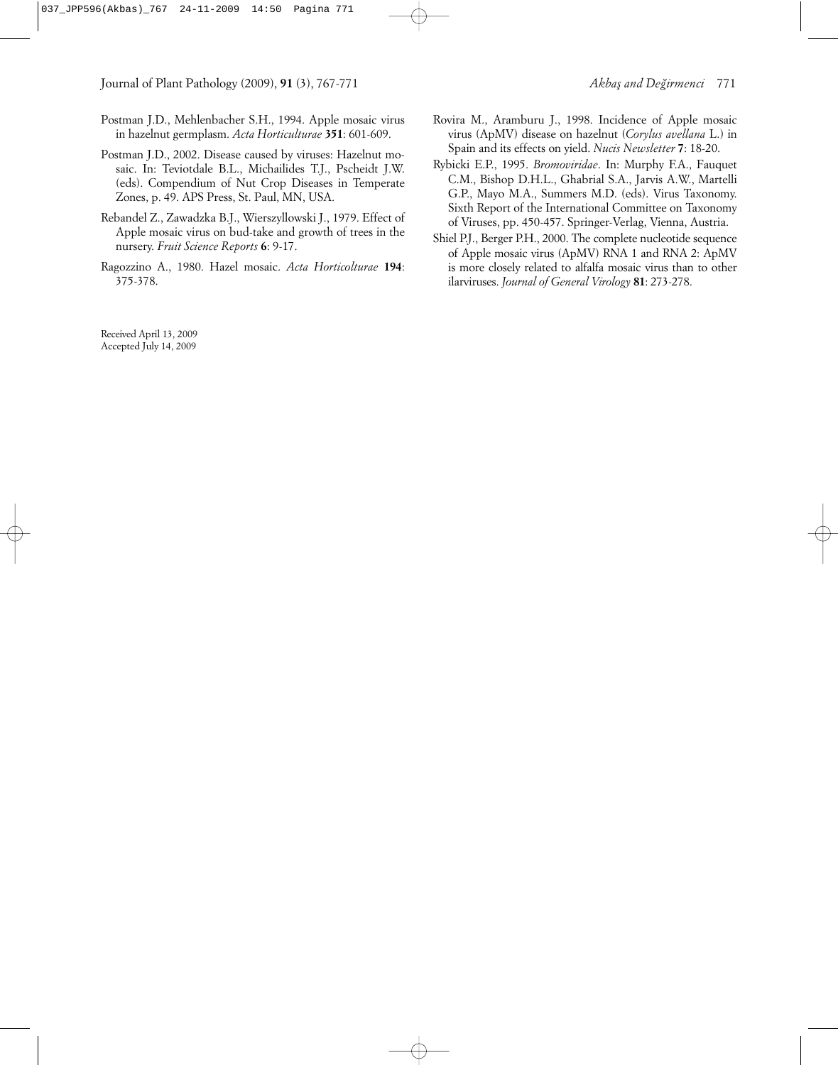Postman J.D., Mehlenbacher S.H., 1994. Apple mosaic virus in hazelnut germplasm. *Acta Horticulturae* **351**: 601-609.

Postman J.D., 2002. Disease caused by viruses: Hazelnut mosaic. In: Teviotdale B.L., Michailides T.J., Pscheidt J.W. (eds). Compendium of Nut Crop Diseases in Temperate Zones, p. 49. APS Press, St. Paul, MN, USA.

Rebandel Z., Zawadzka B.J., Wierszyllowski J., 1979. Effect of Apple mosaic virus on bud-take and growth of trees in the nursery. *Fruit Science Reports* **6**: 9-17.

Ragozzino A., 1980. Hazel mosaic. *Acta Horticolturae* **194**: 375-378.

Rovira M., Aramburu J., 1998. Incidence of Apple mosaic virus (ApMV) disease on hazelnut (*Corylus avellana* L.) in Spain and its effects on yield. *Nucis Newsletter* **7**: 18-20.

Rybicki E.P., 1995. *Bromoviridae*. In: Murphy F.A., Fauquet C.M., Bishop D.H.L., Ghabrial S.A., Jarvis A.W., Martelli G.P., Mayo M.A., Summers M.D. (eds). Virus Taxonomy. Sixth Report of the International Committee on Taxonomy of Viruses, pp. 450-457. Springer-Verlag, Vienna, Austria.

Shiel P.J., Berger P.H., 2000. The complete nucleotide sequence of Apple mosaic virus (ApMV) RNA 1 and RNA 2: ApMV is more closely related to alfalfa mosaic virus than to other ilarviruses. *Journal of General Virology* **81**: 273-278.

Received April 13, 2009
Accepted July 14, 2009